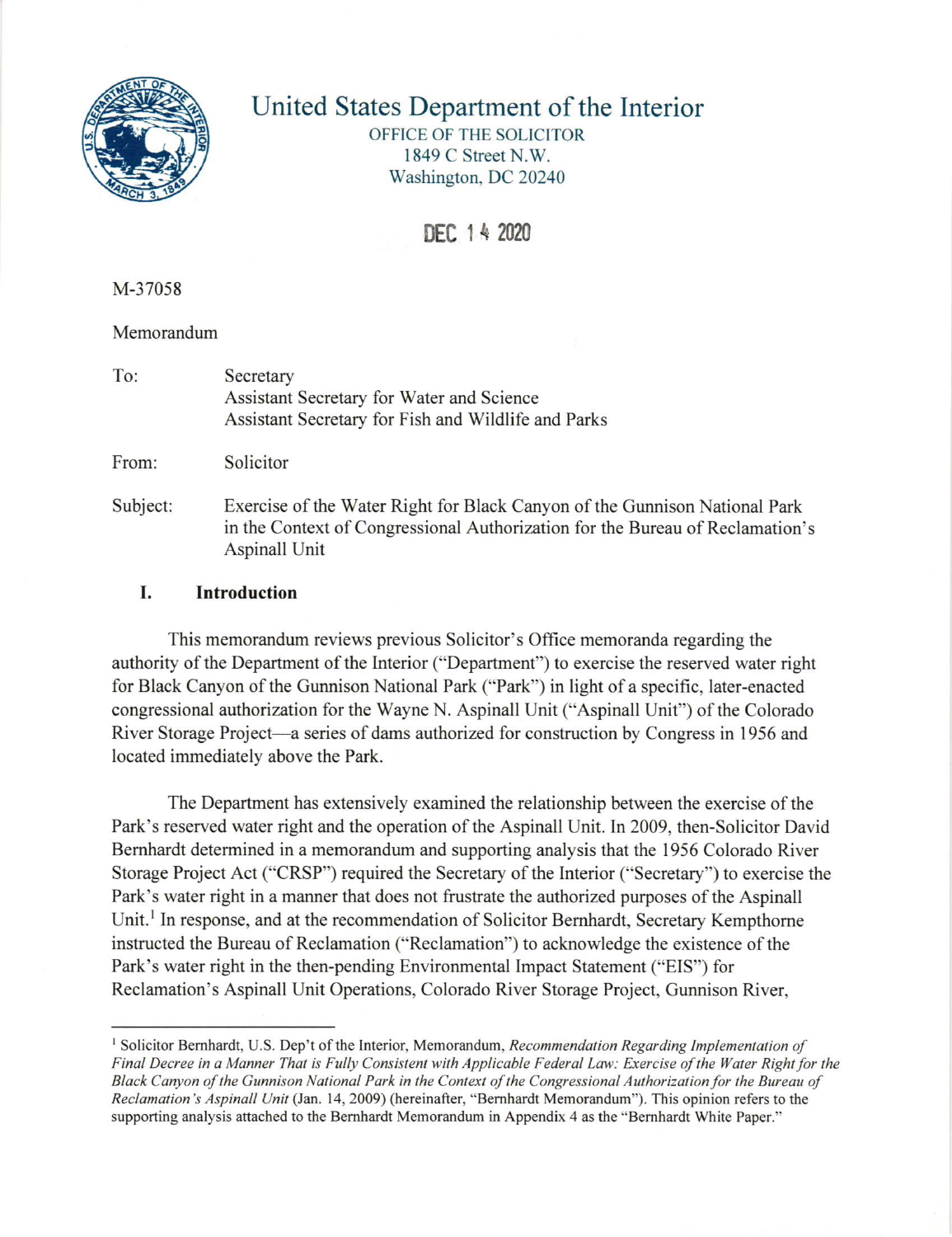# United States Department of the Interior

OFFICE OF THE SOLICITOR
1849 C Street N.W.
Washington, DC 20240

DEC 14 2020

M-37058

Memorandum

To: Secretary
Assistant Secretary for Water and Science
Assistant Secretary for Fish and Wildlife and Parks

From: Solicitor

Subject: Exercise of the Water Right for Black Canyon of the Gunnison National Park in the Context of Congressional Authorization for the Bureau of Reclamation's Aspinall Unit

## I. Introduction

This memorandum reviews previous Solicitor's Office memoranda regarding the authority of the Department of the Interior ("Department") to exercise the reserved water right for Black Canyon of the Gunnison National Park ("Park") in light of a specific, later-enacted congressional authorization for the Wayne N. Aspinall Unit ("Aspinall Unit") of the Colorado River Storage Project—a series of dams authorized for construction by Congress in 1956 and located immediately above the Park.

The Department has extensively examined the relationship between the exercise of the Park's reserved water right and the operation of the Aspinall Unit. In 2009, then-Solicitor David Bernhardt determined in a memorandum and supporting analysis that the 1956 Colorado River Storage Project Act ("CRSP") required the Secretary of the Interior ("Secretary") to exercise the Park's water right in a manner that does not frustrate the authorized purposes of the Aspinall Unit.[1] In response, and at the recommendation of Solicitor Bernhardt, Secretary Kempthorne instructed the Bureau of Reclamation ("Reclamation") to acknowledge the existence of the Park's water right in the then-pending Environmental Impact Statement ("EIS") for Reclamation's Aspinall Unit Operations, Colorado River Storage Project, Gunnison River,

---

[1] Solicitor Bernhardt, U.S. Dep't of the Interior, Memorandum, *Recommendation Regarding Implementation of Final Decree in a Manner That is Fully Consistent with Applicable Federal Law: Exercise of the Water Right for the Black Canyon of the Gunnison National Park in the Context of the Congressional Authorization for the Bureau of Reclamation's Aspinall Unit* (Jan. 14, 2009) (hereinafter, "Bernhardt Memorandum"). This opinion refers to the supporting analysis attached to the Bernhardt Memorandum in Appendix 4 as the "Bernhardt White Paper."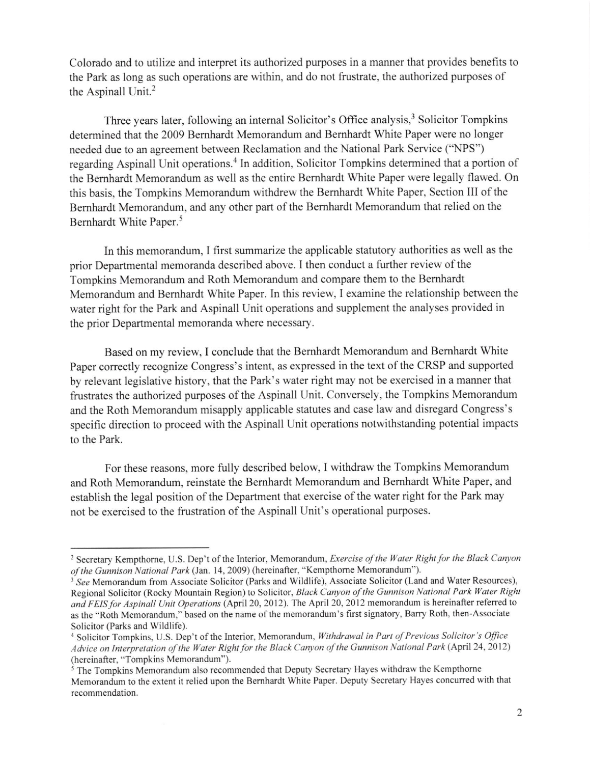Colorado and to utilize and interpret its authorized purposes in a manner that provides benefits to the Park as long as such operations are within, and do not frustrate, the authorized purposes of the Aspinall Unit.[2]

Three years later, following an internal Solicitor's Office analysis,[3] Solicitor Tompkins determined that the 2009 Bernhardt Memorandum and Bernhardt White Paper were no longer needed due to an agreement between Reclamation and the National Park Service ("NPS") regarding Aspinall Unit operations.[4] In addition, Solicitor Tompkins determined that a portion of the Bernhardt Memorandum as well as the entire Bernhardt White Paper were legally flawed. On this basis, the Tompkins Memorandum withdrew the Bernhardt White Paper, Section III of the Bernhardt Memorandum, and any other part of the Bernhardt Memorandum that relied on the Bernhardt White Paper.[5]

In this memorandum, I first summarize the applicable statutory authorities as well as the prior Departmental memoranda described above. I then conduct a further review of the Tompkins Memorandum and Roth Memorandum and compare them to the Bernhardt Memorandum and Bernhardt White Paper. In this review, I examine the relationship between the water right for the Park and Aspinall Unit operations and supplement the analyses provided in the prior Departmental memoranda where necessary.

Based on my review, I conclude that the Bernhardt Memorandum and Bernhardt White Paper correctly recognize Congress's intent, as expressed in the text of the CRSP and supported by relevant legislative history, that the Park's water right may not be exercised in a manner that frustrates the authorized purposes of the Aspinall Unit. Conversely, the Tompkins Memorandum and the Roth Memorandum misapply applicable statutes and case law and disregard Congress's specific direction to proceed with the Aspinall Unit operations notwithstanding potential impacts to the Park.

For these reasons, more fully described below, I withdraw the Tompkins Memorandum and Roth Memorandum, reinstate the Bernhardt Memorandum and Bernhardt White Paper, and establish the legal position of the Department that exercise of the water right for the Park may not be exercised to the frustration of the Aspinall Unit's operational purposes.

---

[2] Secretary Kempthorne, U.S. Dep't of the Interior, Memorandum, *Exercise of the Water Right for the Black Canyon of the Gunnison National Park* (Jan. 14, 2009) (hereinafter, "Kempthorne Memorandum").

[3] *See* Memorandum from Associate Solicitor (Parks and Wildlife), Associate Solicitor (Land and Water Resources), Regional Solicitor (Rocky Mountain Region) to Solicitor, *Black Canyon of the Gunnison National Park Water Right and FEIS for Aspinall Unit Operations* (April 20, 2012). The April 20, 2012 memorandum is hereinafter referred to as the "Roth Memorandum," based on the name of the memorandum's first signatory, Barry Roth, then-Associate Solicitor (Parks and Wildlife).

[4] Solicitor Tompkins, U.S. Dep't of the Interior, Memorandum, *Withdrawal in Part of Previous Solicitor's Office Advice on Interpretation of the Water Right for the Black Canyon of the Gunnison National Park* (April 24, 2012) (hereinafter, "Tompkins Memorandum").

[5] The Tompkins Memorandum also recommended that Deputy Secretary Hayes withdraw the Kempthorne Memorandum to the extent it relied upon the Bernhardt White Paper. Deputy Secretary Hayes concurred with that recommendation.